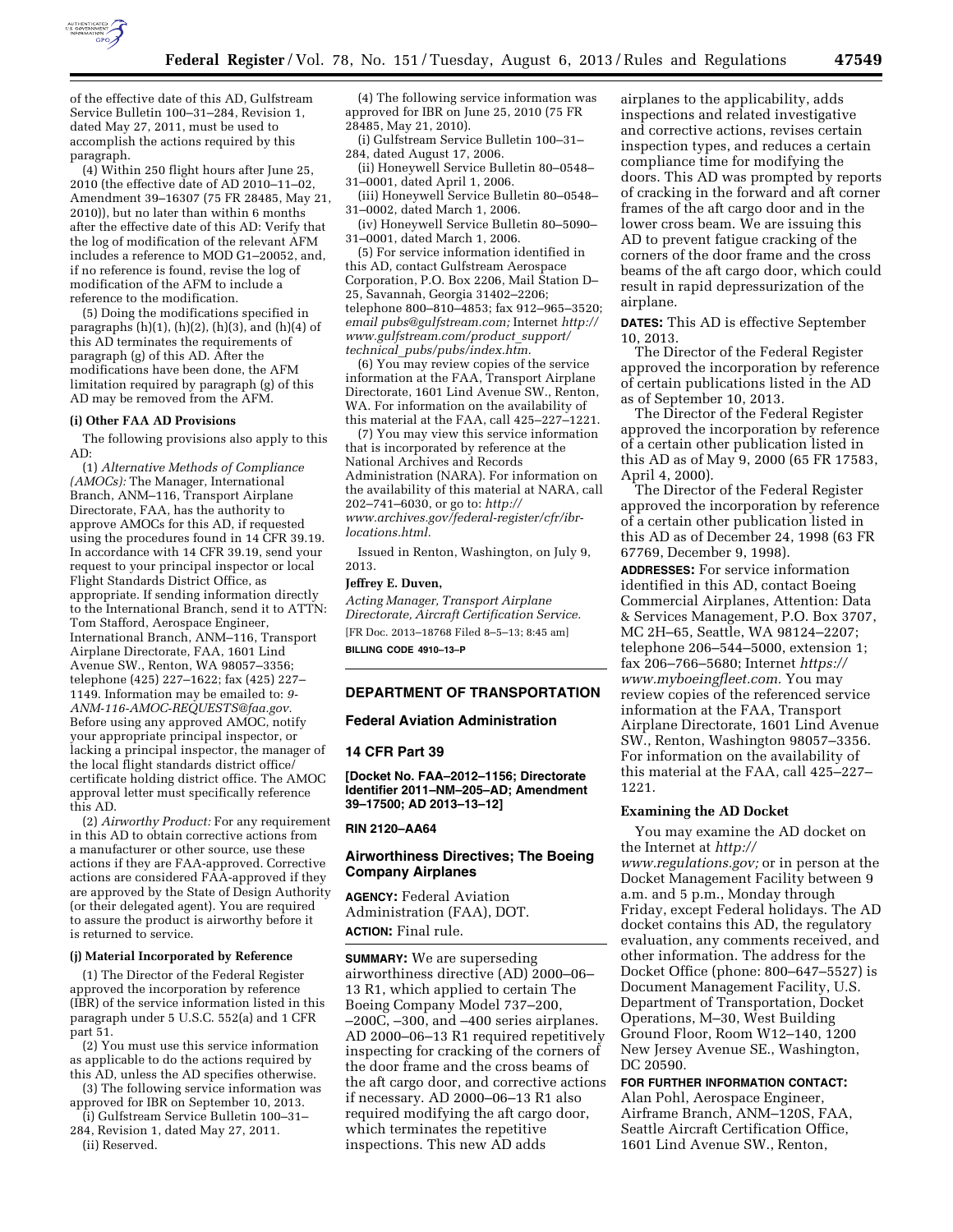of the effective date of this AD, Gulfstream Service Bulletin 100–31–284, Revision 1, dated May 27, 2011, must be used to accomplish the actions required by this paragraph.

(4) Within 250 flight hours after June 25, 2010 (the effective date of AD 2010–11–02, Amendment 39–16307 (75 FR 28485, May 21, 2010)), but no later than within 6 months after the effective date of this AD: Verify that the log of modification of the relevant AFM includes a reference to MOD G1–20052, and, if no reference is found, revise the log of modification of the AFM to include a reference to the modification.

(5) Doing the modifications specified in paragraphs (h)(1), (h)(2), (h)(3), and (h)(4) of this AD terminates the requirements of paragraph (g) of this AD. After the modifications have been done, the AFM limitation required by paragraph (g) of this AD may be removed from the AFM.

**(i) Other FAA AD Provisions**

The following provisions also apply to this AD:

(1) *Alternative Methods of Compliance (AMOCs):* The Manager, International Branch, ANM–116, Transport Airplane Directorate, FAA, has the authority to approve AMOCs for this AD, if requested using the procedures found in 14 CFR 39.19. In accordance with 14 CFR 39.19, send your request to your principal inspector or local Flight Standards District Office, as appropriate. If sending information directly to the International Branch, send it to ATTN: Tom Stafford, Aerospace Engineer, International Branch, ANM–116, Transport Airplane Directorate, FAA, 1601 Lind Avenue SW., Renton, WA 98057–3356; telephone (425) 227–1622; fax (425) 227–1149. Information may be emailed to: *9-ANM-116-AMOC-REQUESTS@faa.gov*. Before using any approved AMOC, notify your appropriate principal inspector, or lacking a principal inspector, the manager of the local flight standards district office/certificate holding district office. The AMOC approval letter must specifically reference this AD.

(2) *Airworthy Product:* For any requirement in this AD to obtain corrective actions from a manufacturer or other source, use these actions if they are FAA-approved. Corrective actions are considered FAA-approved if they are approved by the State of Design Authority (or their delegated agent). You are required to assure the product is airworthy before it is returned to service.

**(j) Material Incorporated by Reference**

(1) The Director of the Federal Register approved the incorporation by reference (IBR) of the service information listed in this paragraph under 5 U.S.C. 552(a) and 1 CFR part 51.

(2) You must use this service information as applicable to do the actions required by this AD, unless the AD specifies otherwise.

(3) The following service information was approved for IBR on September 10, 2013.

(i) Gulfstream Service Bulletin 100–31–284, Revision 1, dated May 27, 2011.

(ii) Reserved.

(4) The following service information was approved for IBR on June 25, 2010 (75 FR 28485, May 21, 2010).

(i) Gulfstream Service Bulletin 100–31–284, dated August 17, 2006.

(ii) Honeywell Service Bulletin 80–0548–31–0001, dated April 1, 2006.

(iii) Honeywell Service Bulletin 80–0548–31–0002, dated March 1, 2006.

(iv) Honeywell Service Bulletin 80–5090–31–0001, dated March 1, 2006.

(5) For service information identified in this AD, contact Gulfstream Aerospace Corporation, P.O. Box 2206, Mail Station D–25, Savannah, Georgia 31402–2206; telephone 800–810–4853; fax 912–965–3520; *email pubs@gulfstream.com;* Internet *http://www.gulfstream.com/product_support/technical_pubs/pubs/index.htm*.

(6) You may review copies of the service information at the FAA, Transport Airplane Directorate, 1601 Lind Avenue SW., Renton, WA. For information on the availability of this material at the FAA, call 425–227–1221.

(7) You may view this service information that is incorporated by reference at the National Archives and Records Administration (NARA). For information on the availability of this material at NARA, call 202–741–6030, or go to: *http://www.archives.gov/federal-register/cfr/ibr-locations.html*.

Issued in Renton, Washington, on July 9, 2013.

**Jeffrey E. Duven,**

*Acting Manager, Transport Airplane Directorate, Aircraft Certification Service.*

[FR Doc. 2013–18768 Filed 8–5–13; 8:45 am]

**BILLING CODE 4910–13–P**

## DEPARTMENT OF TRANSPORTATION

### Federal Aviation Administration

### 14 CFR Part 39

**[Docket No. FAA–2012–1156; Directorate Identifier 2011–NM–205–AD; Amendment 39–17500; AD 2013–13–12]**

**RIN 2120–AA64**

## Airworthiness Directives; The Boeing Company Airplanes

**AGENCY:** Federal Aviation Administration (FAA), DOT.

**ACTION:** Final rule.

**SUMMARY:** We are superseding airworthiness directive (AD) 2000–06–13 R1, which applied to certain The Boeing Company Model 737–200, –200C, –300, and –400 series airplanes. AD 2000–06–13 R1 required repetitively inspecting for cracking of the corners of the door frame and the cross beams of the aft cargo door, and corrective actions if necessary. AD 2000–06–13 R1 also required modifying the aft cargo door, which terminates the repetitive inspections. This new AD adds airplanes to the applicability, adds inspections and related investigative and corrective actions, revises certain inspection types, and reduces a certain compliance time for modifying the doors. This AD was prompted by reports of cracking in the forward and aft corner frames of the aft cargo door and in the lower cross beam. We are issuing this AD to prevent fatigue cracking of the corners of the door frame and the cross beams of the aft cargo door, which could result in rapid depressurization of the airplane.

**DATES:** This AD is effective September 10, 2013.

The Director of the Federal Register approved the incorporation by reference of certain publications listed in the AD as of September 10, 2013.

The Director of the Federal Register approved the incorporation by reference of a certain other publication listed in this AD as of May 9, 2000 (65 FR 17583, April 4, 2000).

The Director of the Federal Register approved the incorporation by reference of a certain other publication listed in this AD as of December 24, 1998 (63 FR 67769, December 9, 1998).

**ADDRESSES:** For service information identified in this AD, contact Boeing Commercial Airplanes, Attention: Data & Services Management, P.O. Box 3707, MC 2H–65, Seattle, WA 98124–2207; telephone 206–544–5000, extension 1; fax 206–766–5680; Internet *https://www.myboeingfleet.com*. You may review copies of the referenced service information at the FAA, Transport Airplane Directorate, 1601 Lind Avenue SW., Renton, Washington 98057–3356. For information on the availability of this material at the FAA, call 425–227–1221.

**Examining the AD Docket**

You may examine the AD docket on the Internet at *http://www.regulations.gov;* or in person at the Docket Management Facility between 9 a.m. and 5 p.m., Monday through Friday, except Federal holidays. The AD docket contains this AD, the regulatory evaluation, any comments received, and other information. The address for the Docket Office (phone: 800–647–5527) is Document Management Facility, U.S. Department of Transportation, Docket Operations, M–30, West Building Ground Floor, Room W12–140, 1200 New Jersey Avenue SE., Washington, DC 20590.

**FOR FURTHER INFORMATION CONTACT:** Alan Pohl, Aerospace Engineer, Airframe Branch, ANM–120S, FAA, Seattle Aircraft Certification Office, 1601 Lind Avenue SW., Renton,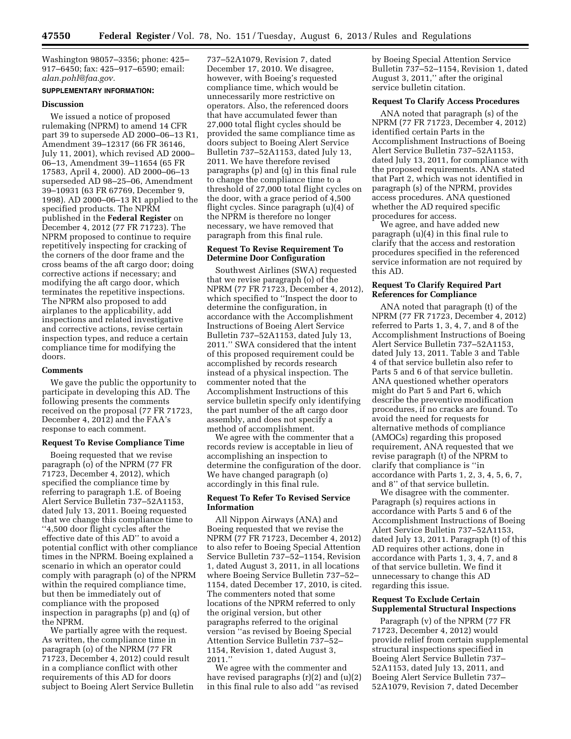Washington 98057–3356; phone: 425–917–6450; fax: 425–917–6590; email: *alan.pohl@faa.gov.*

**SUPPLEMENTARY INFORMATION:**

**Discussion**

We issued a notice of proposed rulemaking (NPRM) to amend 14 CFR part 39 to supersede AD 2000–06–13 R1, Amendment 39–12317 (66 FR 36146, July 11, 2001), which revised AD 2000–06–13, Amendment 39–11654 (65 FR 17583, April 4, 2000). AD 2000–06–13 superseded AD 98–25–06, Amendment 39–10931 (63 FR 67769, December 9, 1998). AD 2000–06–13 R1 applied to the specified products. The NPRM published in the **Federal Register** on December 4, 2012 (77 FR 71723). The NPRM proposed to continue to require repetitively inspecting for cracking of the corners of the door frame and the cross beams of the aft cargo door; doing corrective actions if necessary; and modifying the aft cargo door, which terminates the repetitive inspections. The NPRM also proposed to add airplanes to the applicability, add inspections and related investigative and corrective actions, revise certain inspection types, and reduce a certain compliance time for modifying the doors.

**Comments**

We gave the public the opportunity to participate in developing this AD. The following presents the comments received on the proposal (77 FR 71723, December 4, 2012) and the FAA's response to each comment.

**Request To Revise Compliance Time**

Boeing requested that we revise paragraph (o) of the NPRM (77 FR 71723, December 4, 2012), which specified the compliance time by referring to paragraph 1.E. of Boeing Alert Service Bulletin 737–52A1153, dated July 13, 2011. Boeing requested that we change this compliance time to "4,500 door flight cycles after the effective date of this AD" to avoid a potential conflict with other compliance times in the NPRM. Boeing explained a scenario in which an operator could comply with paragraph (o) of the NPRM within the required compliance time, but then be immediately out of compliance with the proposed inspection in paragraphs (p) and (q) of the NPRM.

We partially agree with the request. As written, the compliance time in paragraph (o) of the NPRM (77 FR 71723, December 4, 2012) could result in a compliance conflict with other requirements of this AD for doors subject to Boeing Alert Service Bulletin 737–52A1079, Revision 7, dated December 17, 2010. We disagree, however, with Boeing's requested compliance time, which would be unnecessarily more restrictive on operators. Also, the referenced doors that have accumulated fewer than 27,000 total flight cycles should be provided the same compliance time as doors subject to Boeing Alert Service Bulletin 737–52A1153, dated July 13, 2011. We have therefore revised paragraphs (p) and (q) in this final rule to change the compliance time to a threshold of 27,000 total flight cycles on the door, with a grace period of 4,500 flight cycles. Since paragraph (u)(4) of the NPRM is therefore no longer necessary, we have removed that paragraph from this final rule.

**Request To Revise Requirement To Determine Door Configuration**

Southwest Airlines (SWA) requested that we revise paragraph (o) of the NPRM (77 FR 71723, December 4, 2012), which specified to "Inspect the door to determine the configuration, in accordance with the Accomplishment Instructions of Boeing Alert Service Bulletin 737–52A1153, dated July 13, 2011." SWA considered that the intent of this proposed requirement could be accomplished by records research instead of a physical inspection. The commenter noted that the Accomplishment Instructions of this service bulletin specify only identifying the part number of the aft cargo door assembly, and does not specify a method of accomplishment.

We agree with the commenter that a records review is acceptable in lieu of accomplishing an inspection to determine the configuration of the door. We have changed paragraph (o) accordingly in this final rule.

**Request To Refer To Revised Service Information**

All Nippon Airways (ANA) and Boeing requested that we revise the NPRM (77 FR 71723, December 4, 2012) to also refer to Boeing Special Attention Service Bulletin 737–52–1154, Revision 1, dated August 3, 2011, in all locations where Boeing Service Bulletin 737–52–1154, dated December 17, 2010, is cited. The commenters noted that some locations of the NPRM referred to only the original version, but other paragraphs referred to the original version "as revised by Boeing Special Attention Service Bulletin 737–52–1154, Revision 1, dated August 3, 2011."

We agree with the commenter and have revised paragraphs (r)(2) and (u)(2) in this final rule to also add "as revised by Boeing Special Attention Service Bulletin 737–52–1154, Revision 1, dated August 3, 2011," after the original service bulletin citation.

**Request To Clarify Access Procedures**

ANA noted that paragraph (s) of the NPRM (77 FR 71723, December 4, 2012) identified certain Parts in the Accomplishment Instructions of Boeing Alert Service Bulletin 737–52A1153, dated July 13, 2011, for compliance with the proposed requirements. ANA stated that Part 2, which was not identified in paragraph (s) of the NPRM, provides access procedures. ANA questioned whether the AD required specific procedures for access.

We agree, and have added new paragraph (u)(4) in this final rule to clarify that the access and restoration procedures specified in the referenced service information are not required by this AD.

**Request To Clarify Required Part References for Compliance**

ANA noted that paragraph (t) of the NPRM (77 FR 71723, December 4, 2012) referred to Parts 1, 3, 4, 7, and 8 of the Accomplishment Instructions of Boeing Alert Service Bulletin 737–52A1153, dated July 13, 2011. Table 3 and Table 4 of that service bulletin also refer to Parts 5 and 6 of that service bulletin. ANA questioned whether operators might do Part 5 and Part 6, which describe the preventive modification procedures, if no cracks are found. To avoid the need for requests for alternative methods of compliance (AMOCs) regarding this proposed requirement, ANA requested that we revise paragraph (t) of the NPRM to clarify that compliance is "in accordance with Parts 1, 2, 3, 4, 5, 6, 7, and 8" of that service bulletin.

We disagree with the commenter. Paragraph (s) requires actions in accordance with Parts 5 and 6 of the Accomplishment Instructions of Boeing Alert Service Bulletin 737–52A1153, dated July 13, 2011. Paragraph (t) of this AD requires other actions, done in accordance with Parts 1, 3, 4, 7, and 8 of that service bulletin. We find it unnecessary to change this AD regarding this issue.

**Request To Exclude Certain Supplemental Structural Inspections**

Paragraph (v) of the NPRM (77 FR 71723, December 4, 2012) would provide relief from certain supplemental structural inspections specified in Boeing Alert Service Bulletin 737–52A1153, dated July 13, 2011, and Boeing Alert Service Bulletin 737–52A1079, Revision 7, dated December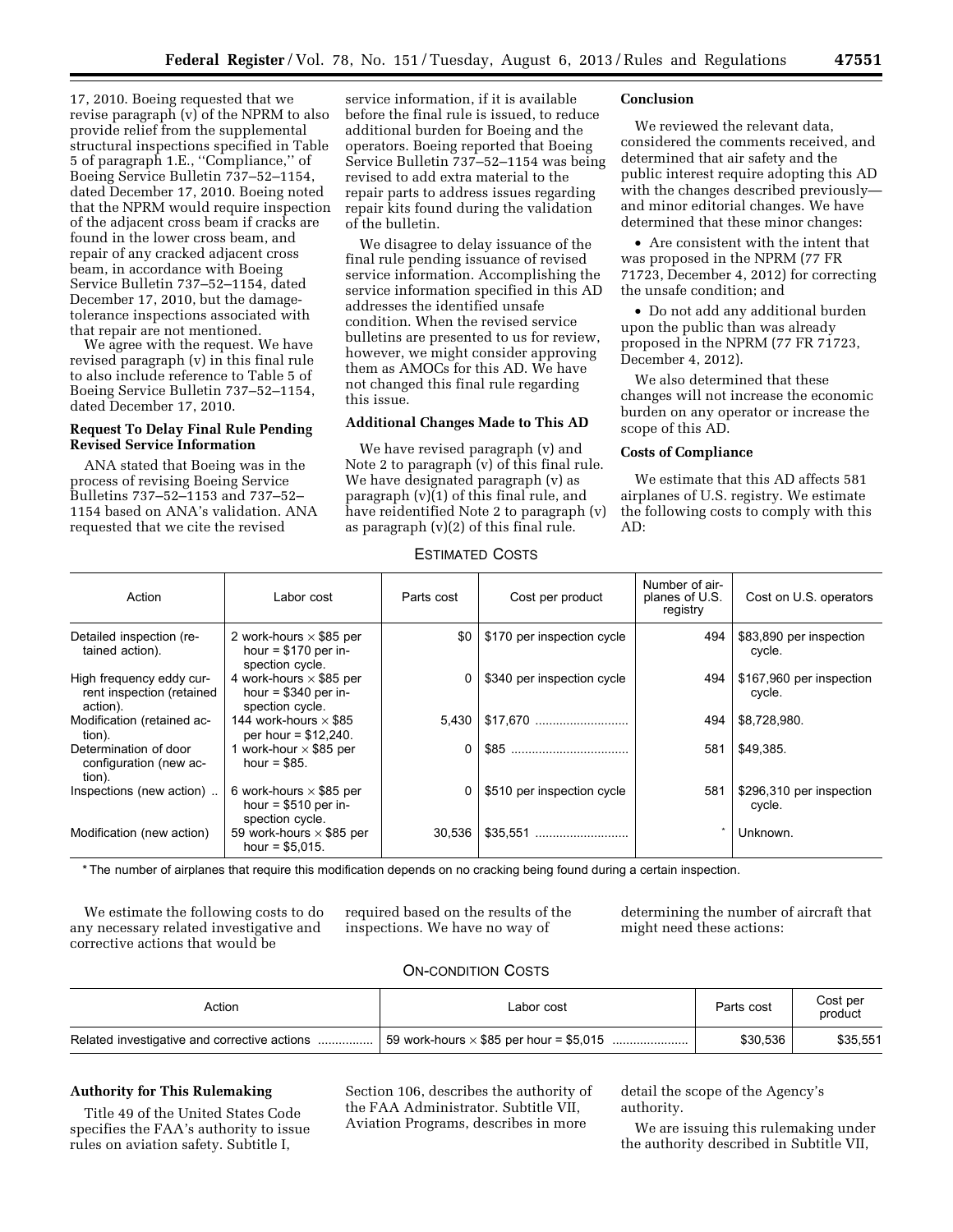17, 2010. Boeing requested that we revise paragraph (v) of the NPRM to also provide relief from the supplemental structural inspections specified in Table 5 of paragraph 1.E., ''Compliance,'' of Boeing Service Bulletin 737–52–1154, dated December 17, 2010. Boeing noted that the NPRM would require inspection of the adjacent cross beam if cracks are found in the lower cross beam, and repair of any cracked adjacent cross beam, in accordance with Boeing Service Bulletin 737–52–1154, dated December 17, 2010, but the damage-tolerance inspections associated with that repair are not mentioned.

We agree with the request. We have revised paragraph (v) in this final rule to also include reference to Table 5 of Boeing Service Bulletin 737–52–1154, dated December 17, 2010.

**Request To Delay Final Rule Pending Revised Service Information**

ANA stated that Boeing was in the process of revising Boeing Service Bulletins 737–52–1153 and 737–52–1154 based on ANA's validation. ANA requested that we cite the revised service information, if it is available before the final rule is issued, to reduce additional burden for Boeing and the operators. Boeing reported that Boeing Service Bulletin 737–52–1154 was being revised to add extra material to the repair parts to address issues regarding repair kits found during the validation of the bulletin.

We disagree to delay issuance of the final rule pending issuance of revised service information. Accomplishing the service information specified in this AD addresses the identified unsafe condition. When the revised service bulletins are presented to us for review, however, we might consider approving them as AMOCs for this AD. We have not changed this final rule regarding this issue.

**Additional Changes Made to This AD**

We have revised paragraph (v) and Note 2 to paragraph (v) of this final rule. We have designated paragraph (v) as paragraph (v)(1) of this final rule, and have reidentified Note 2 to paragraph (v) as paragraph (v)(2) of this final rule.

**Conclusion**

We reviewed the relevant data, considered the comments received, and determined that air safety and the public interest require adopting this AD with the changes described previously—and minor editorial changes. We have determined that these minor changes:

- Are consistent with the intent that was proposed in the NPRM (77 FR 71723, December 4, 2012) for correcting the unsafe condition; and
- Do not add any additional burden upon the public than was already proposed in the NPRM (77 FR 71723, December 4, 2012).

We also determined that these changes will not increase the economic burden on any operator or increase the scope of this AD.

**Costs of Compliance**

We estimate that this AD affects 581 airplanes of U.S. registry. We estimate the following costs to comply with this AD:

ESTIMATED COSTS

| Action | Labor cost | Parts cost | Cost per product | Number of airplanes of U.S. registry | Cost on U.S. operators |
|---|---|---|---|---|---|
| Detailed inspection (retained action). | 2 work-hours × $85 per hour = $170 per inspection cycle. | $0 | $170 per inspection cycle | 494 | $83,890 per inspection cycle. |
| High frequency eddy current inspection (retained action). | 4 work-hours × $85 per hour = $340 per inspection cycle. | 0 | $340 per inspection cycle | 494 | $167,960 per inspection cycle. |
| Modification (retained action). | 144 work-hours × $85 per hour = $12,240. | 5,430 | $17,670 | 494 | $8,728,980. |
| Determination of door configuration (new action). | 1 work-hour × $85 per hour = $85. | 0 | $85 | 581 | $49,385. |
| Inspections (new action) | 6 work-hours × $85 per hour = $510 per inspection cycle. | 0 | $510 per inspection cycle | 581 | $296,310 per inspection cycle. |
| Modification (new action) | 59 work-hours × $85 per hour = $5,015. | 30,536 | $35,551 | * | Unknown. |

* The number of airplanes that require this modification depends on no cracking being found during a certain inspection.

We estimate the following costs to do any necessary related investigative and corrective actions that would be required based on the results of the inspections. We have no way of determining the number of aircraft that might need these actions:

ON-CONDITION COSTS

| Action | Labor cost | Parts cost | Cost per product |
|---|---|---|---|
| Related investigative and corrective actions | 59 work-hours × $85 per hour = $5,015 | $30,536 | $35,551 |

**Authority for This Rulemaking**

Title 49 of the United States Code specifies the FAA's authority to issue rules on aviation safety. Subtitle I, Section 106, describes the authority of the FAA Administrator. Subtitle VII, Aviation Programs, describes in more detail the scope of the Agency's authority.

We are issuing this rulemaking under the authority described in Subtitle VII,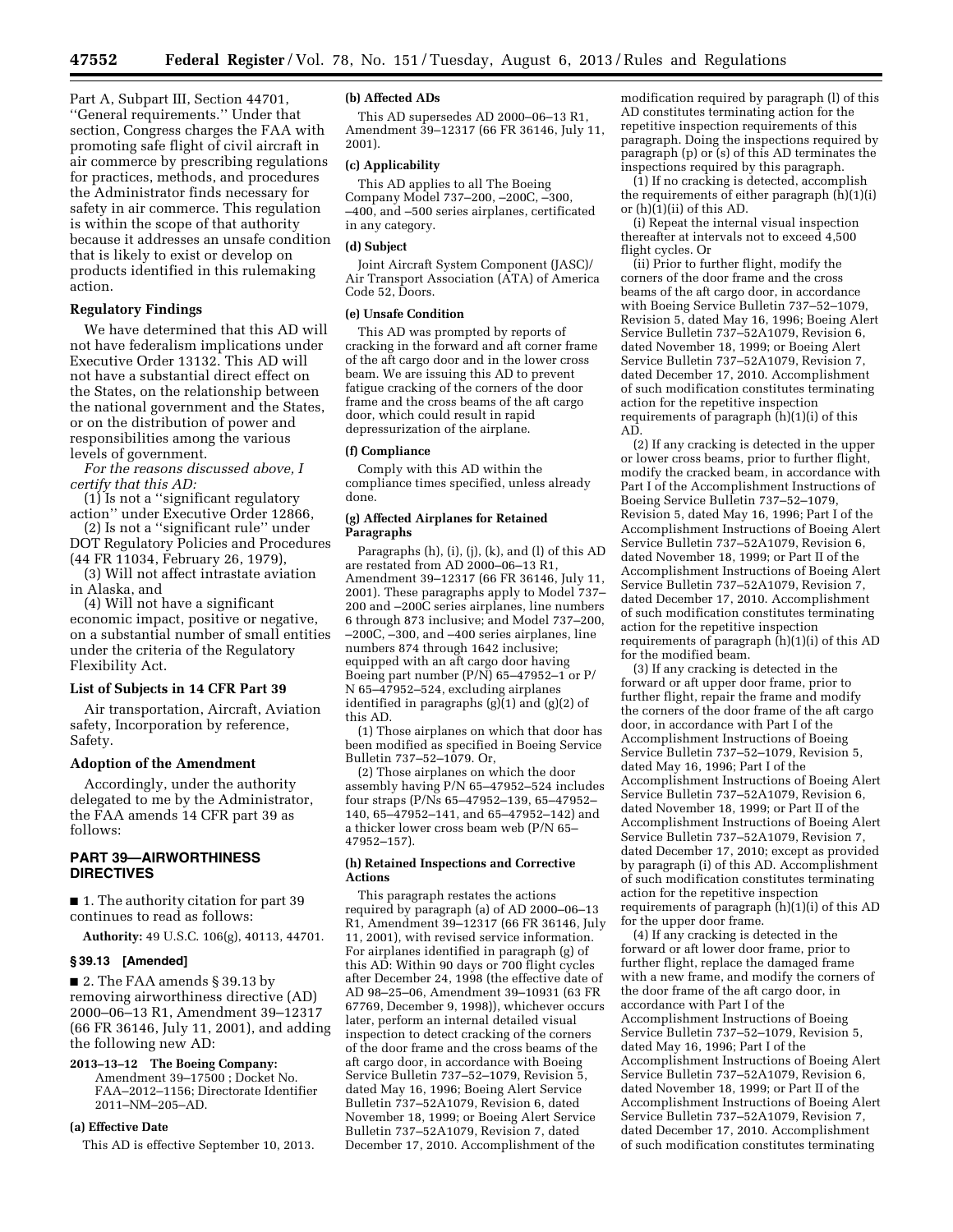Part A, Subpart III, Section 44701, ''General requirements.'' Under that section, Congress charges the FAA with promoting safe flight of civil aircraft in air commerce by prescribing regulations for practices, methods, and procedures the Administrator finds necessary for safety in air commerce. This regulation is within the scope of that authority because it addresses an unsafe condition that is likely to exist or develop on products identified in this rulemaking action.

## Regulatory Findings

We have determined that this AD will not have federalism implications under Executive Order 13132. This AD will not have a substantial direct effect on the States, on the relationship between the national government and the States, or on the distribution of power and responsibilities among the various levels of government.

*For the reasons discussed above, I certify that this AD:*

(1) Is not a ''significant regulatory action'' under Executive Order 12866,

(2) Is not a ''significant rule'' under DOT Regulatory Policies and Procedures (44 FR 11034, February 26, 1979),

(3) Will not affect intrastate aviation in Alaska, and

(4) Will not have a significant economic impact, positive or negative, on a substantial number of small entities under the criteria of the Regulatory Flexibility Act.

## List of Subjects in 14 CFR Part 39

Air transportation, Aircraft, Aviation safety, Incorporation by reference, Safety.

## Adoption of the Amendment

Accordingly, under the authority delegated to me by the Administrator, the FAA amends 14 CFR part 39 as follows:

## PART 39—AIRWORTHINESS DIRECTIVES

■ 1. The authority citation for part 39 continues to read as follows:

**Authority:** 49 U.S.C. 106(g), 40113, 44701.

### § 39.13 [Amended]

■ 2. The FAA amends § 39.13 by removing airworthiness directive (AD) 2000–06–13 R1, Amendment 39–12317 (66 FR 36146, July 11, 2001), and adding the following new AD:

**2013–13–12 The Boeing Company:** Amendment 39–17500 ; Docket No. FAA–2012–1156; Directorate Identifier 2011–NM–205–AD.

### (a) Effective Date

This AD is effective September 10, 2013.

### (b) Affected ADs

This AD supersedes AD 2000–06–13 R1, Amendment 39–12317 (66 FR 36146, July 11, 2001).

### (c) Applicability

This AD applies to all The Boeing Company Model 737–200, –200C, –300, –400, and –500 series airplanes, certificated in any category.

### (d) Subject

Joint Aircraft System Component (JASC)/Air Transport Association (ATA) of America Code 52, Doors.

### (e) Unsafe Condition

This AD was prompted by reports of cracking in the forward and aft corner frame of the aft cargo door and in the lower cross beam. We are issuing this AD to prevent fatigue cracking of the corners of the door frame and the cross beams of the aft cargo door, which could result in rapid depressurization of the airplane.

### (f) Compliance

Comply with this AD within the compliance times specified, unless already done.

### (g) Affected Airplanes for Retained Paragraphs

Paragraphs (h), (i), (j), (k), and (l) of this AD are restated from AD 2000–06–13 R1, Amendment 39–12317 (66 FR 36146, July 11, 2001). These paragraphs apply to Model 737–200 and –200C series airplanes, line numbers 6 through 873 inclusive; and Model 737–200, –200C, –300, and –400 series airplanes, line numbers 874 through 1642 inclusive; equipped with an aft cargo door having Boeing part number (P/N) 65–47952–1 or P/N 65–47952–524, excluding airplanes identified in paragraphs (g)(1) and (g)(2) of this AD.

(1) Those airplanes on which that door has been modified as specified in Boeing Service Bulletin 737–52–1079. Or,

(2) Those airplanes on which the door assembly having P/N 65–47952–524 includes four straps (P/Ns 65–47952–139, 65–47952–140, 65–47952–141, and 65–47952–142) and a thicker lower cross beam web (P/N 65–47952–157).

### (h) Retained Inspections and Corrective Actions

This paragraph restates the actions required by paragraph (a) of AD 2000–06–13 R1, Amendment 39–12317 (66 FR 36146, July 11, 2001), with revised service information. For airplanes identified in paragraph (g) of this AD: Within 90 days or 700 flight cycles after December 24, 1998 (the effective date of AD 98–25–06, Amendment 39–10931 (63 FR 67769, December 9, 1998)), whichever occurs later, perform an internal detailed visual inspection to detect cracking of the corners of the door frame and the cross beams of the aft cargo door, in accordance with Boeing Service Bulletin 737–52–1079, Revision 5, dated May 16, 1996; Boeing Alert Service Bulletin 737–52A1079, Revision 6, dated November 18, 1999; or Boeing Alert Service Bulletin 737–52A1079, Revision 7, dated December 17, 2010. Accomplishment of the modification required by paragraph (l) of this AD constitutes terminating action for the repetitive inspection requirements of this paragraph. Doing the inspections required by paragraph (p) or (s) of this AD terminates the inspections required by this paragraph.

(1) If no cracking is detected, accomplish the requirements of either paragraph (h)(1)(i) or (h)(1)(ii) of this AD.

(i) Repeat the internal visual inspection thereafter at intervals not to exceed 4,500 flight cycles. Or

(ii) Prior to further flight, modify the corners of the door frame and the cross beams of the aft cargo door, in accordance with Boeing Service Bulletin 737–52–1079, Revision 5, dated May 16, 1996; Boeing Alert Service Bulletin 737–52A1079, Revision 6, dated November 18, 1999; or Boeing Alert Service Bulletin 737–52A1079, Revision 7, dated December 17, 2010. Accomplishment of such modification constitutes terminating action for the repetitive inspection requirements of paragraph (h)(1)(i) of this AD.

(2) If any cracking is detected in the upper or lower cross beams, prior to further flight, modify the cracked beam, in accordance with Part I of the Accomplishment Instructions of Boeing Service Bulletin 737–52–1079, Revision 5, dated May 16, 1996; Part I of the Accomplishment Instructions of Boeing Alert Service Bulletin 737–52A1079, Revision 6, dated November 18, 1999; or Part II of the Accomplishment Instructions of Boeing Alert Service Bulletin 737–52A1079, Revision 7, dated December 17, 2010. Accomplishment of such modification constitutes terminating action for the repetitive inspection requirements of paragraph (h)(1)(i) of this AD for the modified beam.

(3) If any cracking is detected in the forward or aft upper door frame, prior to further flight, repair the frame and modify the corners of the door frame of the aft cargo door, in accordance with Part I of the Accomplishment Instructions of Boeing Service Bulletin 737–52–1079, Revision 5, dated May 16, 1996; Part I of the Accomplishment Instructions of Boeing Alert Service Bulletin 737–52A1079, Revision 6, dated November 18, 1999; or Part II of the Accomplishment Instructions of Boeing Alert Service Bulletin 737–52A1079, Revision 7, dated December 17, 2010; except as provided by paragraph (i) of this AD. Accomplishment of such modification constitutes terminating action for the repetitive inspection requirements of paragraph (h)(1)(i) of this AD for the upper door frame.

(4) If any cracking is detected in the forward or aft lower door frame, prior to further flight, replace the damaged frame with a new frame, and modify the corners of the door frame of the aft cargo door, in accordance with Part I of the Accomplishment Instructions of Boeing Service Bulletin 737–52–1079, Revision 5, dated May 16, 1996; Part I of the Accomplishment Instructions of Boeing Alert Service Bulletin 737–52A1079, Revision 6, dated November 18, 1999; or Part II of the Accomplishment Instructions of Boeing Alert Service Bulletin 737–52A1079, Revision 7, dated December 17, 2010. Accomplishment of such modification constitutes terminating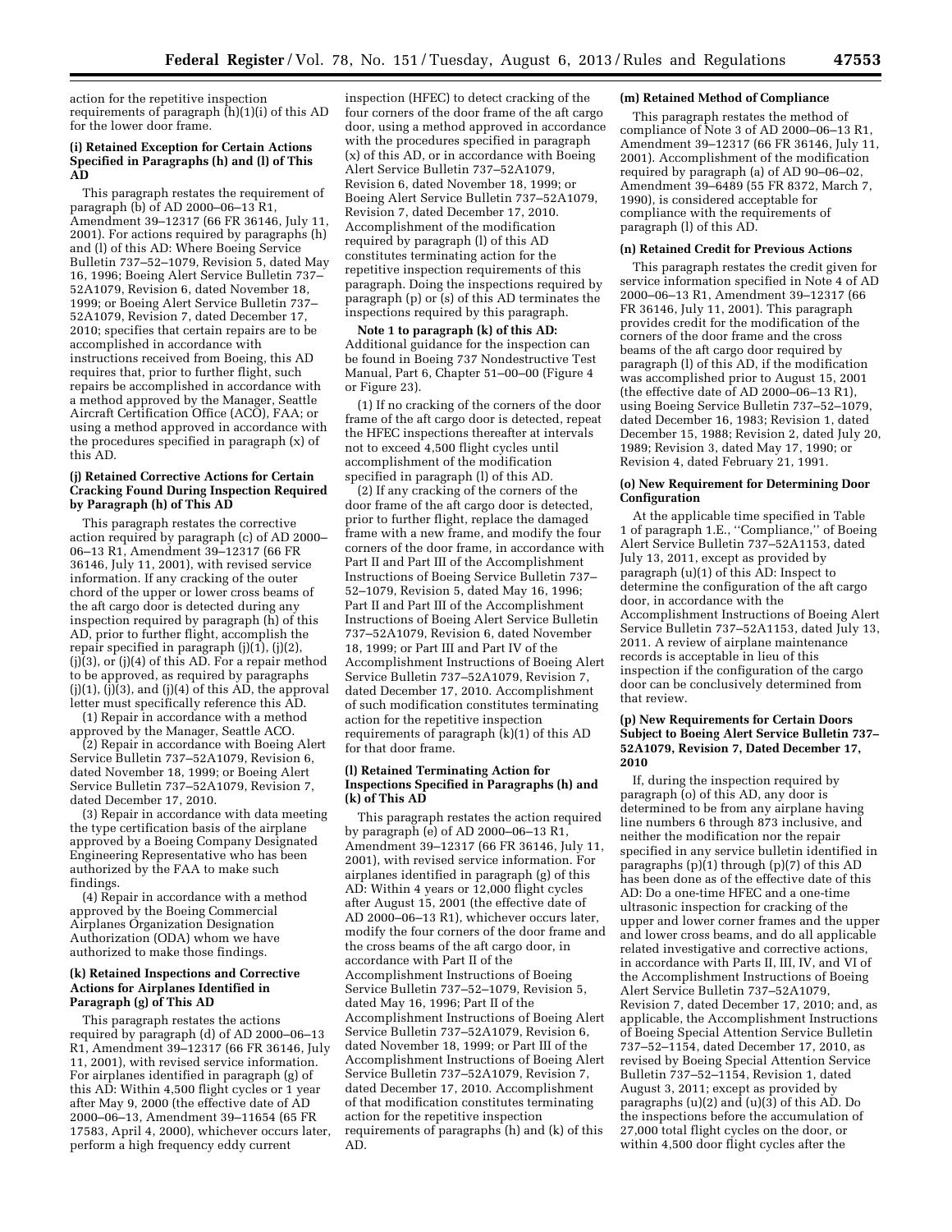action for the repetitive inspection requirements of paragraph (h)(1)(i) of this AD for the lower door frame.

**(i) Retained Exception for Certain Actions Specified in Paragraphs (h) and (l) of This AD**

This paragraph restates the requirement of paragraph (b) of AD 2000–06–13 R1, Amendment 39–12317 (66 FR 36146, July 11, 2001). For actions required by paragraphs (h) and (l) of this AD: Where Boeing Service Bulletin 737–52–1079, Revision 5, dated May 16, 1996; Boeing Alert Service Bulletin 737–52A1079, Revision 6, dated November 18, 1999; or Boeing Alert Service Bulletin 737–52A1079, Revision 7, dated December 17, 2010; specifies that certain repairs are to be accomplished in accordance with instructions received from Boeing, this AD requires that, prior to further flight, such repairs be accomplished in accordance with a method approved by the Manager, Seattle Aircraft Certification Office (ACO), FAA; or using a method approved in accordance with the procedures specified in paragraph (x) of this AD.

**(j) Retained Corrective Actions for Certain Cracking Found During Inspection Required by Paragraph (h) of This AD**

This paragraph restates the corrective action required by paragraph (c) of AD 2000–06–13 R1, Amendment 39–12317 (66 FR 36146, July 11, 2001), with revised service information. If any cracking of the outer chord of the upper or lower cross beams of the aft cargo door is detected during any inspection required by paragraph (h) of this AD, prior to further flight, accomplish the repair specified in paragraph (j)(1), (j)(2), (j)(3), or (j)(4) of this AD. For a repair method to be approved, as required by paragraphs (j)(1), (j)(3), and (j)(4) of this AD, the approval letter must specifically reference this AD.

(1) Repair in accordance with a method approved by the Manager, Seattle ACO.

(2) Repair in accordance with Boeing Alert Service Bulletin 737–52A1079, Revision 6, dated November 18, 1999; or Boeing Alert Service Bulletin 737–52A1079, Revision 7, dated December 17, 2010.

(3) Repair in accordance with data meeting the type certification basis of the airplane approved by a Boeing Company Designated Engineering Representative who has been authorized by the FAA to make such findings.

(4) Repair in accordance with a method approved by the Boeing Commercial Airplanes Organization Designation Authorization (ODA) whom we have authorized to make those findings.

**(k) Retained Inspections and Corrective Actions for Airplanes Identified in Paragraph (g) of This AD**

This paragraph restates the actions required by paragraph (d) of AD 2000–06–13 R1, Amendment 39–12317 (66 FR 36146, July 11, 2001), with revised service information. For airplanes identified in paragraph (g) of this AD: Within 4,500 flight cycles or 1 year after May 9, 2000 (the effective date of AD 2000–06–13, Amendment 39–11654 (65 FR 17583, April 4, 2000), whichever occurs later, perform a high frequency eddy current inspection (HFEC) to detect cracking of the four corners of the door frame of the aft cargo door, using a method approved in accordance with the procedures specified in paragraph (x) of this AD, or in accordance with Boeing Alert Service Bulletin 737–52A1079, Revision 6, dated November 18, 1999; or Boeing Alert Service Bulletin 737–52A1079, Revision 7, dated December 17, 2010. Accomplishment of the modification required by paragraph (l) of this AD constitutes terminating action for the repetitive inspection requirements of this paragraph. Doing the inspections required by paragraph (p) or (s) of this AD terminates the inspections required by this paragraph.

**Note 1 to paragraph (k) of this AD:** Additional guidance for the inspection can be found in Boeing 737 Nondestructive Test Manual, Part 6, Chapter 51–00–00 (Figure 4 or Figure 23).

(1) If no cracking of the corners of the door frame of the aft cargo door is detected, repeat the HFEC inspections thereafter at intervals not to exceed 4,500 flight cycles until accomplishment of the modification specified in paragraph (l) of this AD.

(2) If any cracking of the corners of the door frame of the aft cargo door is detected, prior to further flight, replace the damaged frame with a new frame, and modify the four corners of the door frame, in accordance with Part II and Part III of the Accomplishment Instructions of Boeing Service Bulletin 737–52–1079, Revision 5, dated May 16, 1996; Part II and Part III of the Accomplishment Instructions of Boeing Alert Service Bulletin 737–52A1079, Revision 6, dated November 18, 1999; or Part III and Part IV of the Accomplishment Instructions of Boeing Alert Service Bulletin 737–52A1079, Revision 7, dated December 17, 2010. Accomplishment of such modification constitutes terminating action for the repetitive inspection requirements of paragraph (k)(1) of this AD for that door frame.

**(l) Retained Terminating Action for Inspections Specified in Paragraphs (h) and (k) of This AD**

This paragraph restates the action required by paragraph (e) of AD 2000–06–13 R1, Amendment 39–12317 (66 FR 36146, July 11, 2001), with revised service information. For airplanes identified in paragraph (g) of this AD: Within 4 years or 12,000 flight cycles after August 15, 2001 (the effective date of AD 2000–06–13 R1), whichever occurs later, modify the four corners of the door frame and the cross beams of the aft cargo door, in accordance with Part II of the Accomplishment Instructions of Boeing Service Bulletin 737–52–1079, Revision 5, dated May 16, 1996; Part II of the Accomplishment Instructions of Boeing Alert Service Bulletin 737–52A1079, Revision 6, dated November 18, 1999; or Part III of the Accomplishment Instructions of Boeing Alert Service Bulletin 737–52A1079, Revision 7, dated December 17, 2010. Accomplishment of that modification constitutes terminating action for the repetitive inspection requirements of paragraphs (h) and (k) of this AD.

**(m) Retained Method of Compliance**

This paragraph restates the method of compliance of Note 3 of AD 2000–06–13 R1, Amendment 39–12317 (66 FR 36146, July 11, 2001). Accomplishment of the modification required by paragraph (a) of AD 90–06–02, Amendment 39–6489 (55 FR 8372, March 7, 1990), is considered acceptable for compliance with the requirements of paragraph (l) of this AD.

**(n) Retained Credit for Previous Actions**

This paragraph restates the credit given for service information specified in Note 4 of AD 2000–06–13 R1, Amendment 39–12317 (66 FR 36146, July 11, 2001). This paragraph provides credit for the modification of the corners of the door frame and the cross beams of the aft cargo door required by paragraph (l) of this AD, if the modification was accomplished prior to August 15, 2001 (the effective date of AD 2000–06–13 R1), using Boeing Service Bulletin 737–52–1079, dated December 16, 1983; Revision 1, dated December 15, 1988; Revision 2, dated July 20, 1989; Revision 3, dated May 17, 1990; or Revision 4, dated February 21, 1991.

**(o) New Requirement for Determining Door Configuration**

At the applicable time specified in Table 1 of paragraph 1.E., ''Compliance,'' of Boeing Alert Service Bulletin 737–52A1153, dated July 13, 2011, except as provided by paragraph (u)(1) of this AD: Inspect to determine the configuration of the aft cargo door, in accordance with the Accomplishment Instructions of Boeing Alert Service Bulletin 737–52A1153, dated July 13, 2011. A review of airplane maintenance records is acceptable in lieu of this inspection if the configuration of the cargo door can be conclusively determined from that review.

**(p) New Requirements for Certain Doors Subject to Boeing Alert Service Bulletin 737–52A1079, Revision 7, Dated December 17, 2010**

If, during the inspection required by paragraph (o) of this AD, any door is determined to be from any airplane having line numbers 6 through 873 inclusive, and neither the modification nor the repair specified in any service bulletin identified in paragraphs (p)(1) through (p)(7) of this AD has been done as of the effective date of this AD: Do a one-time HFEC and a one-time ultrasonic inspection for cracking of the upper and lower corner frames and the upper and lower cross beams, and do all applicable related investigative and corrective actions, in accordance with Parts II, III, IV, and VI of the Accomplishment Instructions of Boeing Alert Service Bulletin 737–52A1079, Revision 7, dated December 17, 2010; and, as applicable, the Accomplishment Instructions of Boeing Special Attention Service Bulletin 737–52–1154, dated December 17, 2010, as revised by Boeing Special Attention Service Bulletin 737–52–1154, Revision 1, dated August 3, 2011; except as provided by paragraphs (u)(2) and (u)(3) of this AD. Do the inspections before the accumulation of 27,000 total flight cycles on the door, or within 4,500 door flight cycles after the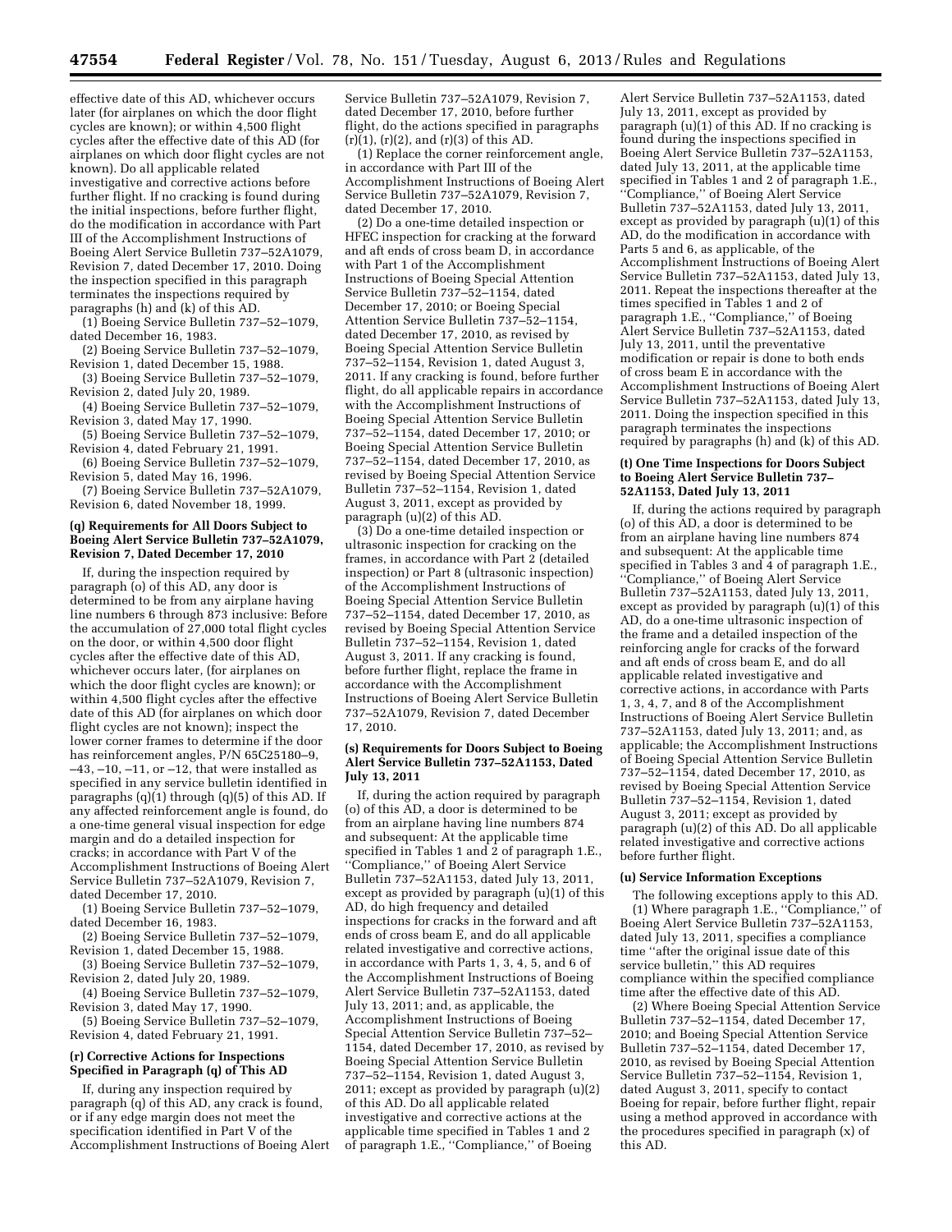effective date of this AD, whichever occurs later (for airplanes on which the door flight cycles are known); or within 4,500 flight cycles after the effective date of this AD (for airplanes on which door flight cycles are not known). Do all applicable related investigative and corrective actions before further flight. If no cracking is found during the initial inspections, before further flight, do the modification in accordance with Part III of the Accomplishment Instructions of Boeing Alert Service Bulletin 737–52A1079, Revision 7, dated December 17, 2010. Doing the inspection specified in this paragraph terminates the inspections required by paragraphs (h) and (k) of this AD.

(1) Boeing Service Bulletin 737–52–1079, dated December 16, 1983.

(2) Boeing Service Bulletin 737–52–1079, Revision 1, dated December 15, 1988.

(3) Boeing Service Bulletin 737–52–1079, Revision 2, dated July 20, 1989.

(4) Boeing Service Bulletin 737–52–1079, Revision 3, dated May 17, 1990.

(5) Boeing Service Bulletin 737–52–1079, Revision 4, dated February 21, 1991.

(6) Boeing Service Bulletin 737–52–1079, Revision 5, dated May 16, 1996.

(7) Boeing Service Bulletin 737–52A1079, Revision 6, dated November 18, 1999.

**(q) Requirements for All Doors Subject to Boeing Alert Service Bulletin 737–52A1079, Revision 7, Dated December 17, 2010**

If, during the inspection required by paragraph (o) of this AD, any door is determined to be from any airplane having line numbers 6 through 873 inclusive: Before the accumulation of 27,000 total flight cycles on the door, or within 4,500 door flight cycles after the effective date of this AD, whichever occurs later, (for airplanes on which the door flight cycles are known); or within 4,500 flight cycles after the effective date of this AD (for airplanes on which door flight cycles are not known); inspect the lower corner frames to determine if the door has reinforcement angles, P/N 65C25180–9, –43, –10, –11, or –12, that were installed as specified in any service bulletin identified in paragraphs (q)(1) through (q)(5) of this AD. If any affected reinforcement angle is found, do a one-time general visual inspection for edge margin and do a detailed inspection for cracks; in accordance with Part V of the Accomplishment Instructions of Boeing Alert Service Bulletin 737–52A1079, Revision 7, dated December 17, 2010.

(1) Boeing Service Bulletin 737–52–1079, dated December 16, 1983.

(2) Boeing Service Bulletin 737–52–1079, Revision 1, dated December 15, 1988.

(3) Boeing Service Bulletin 737–52–1079, Revision 2, dated July 20, 1989.

(4) Boeing Service Bulletin 737–52–1079, Revision 3, dated May 17, 1990.

(5) Boeing Service Bulletin 737–52–1079, Revision 4, dated February 21, 1991.

**(r) Corrective Actions for Inspections Specified in Paragraph (q) of This AD**

If, during any inspection required by paragraph (q) of this AD, any crack is found, or if any edge margin does not meet the specification identified in Part V of the Accomplishment Instructions of Boeing Alert Service Bulletin 737–52A1079, Revision 7, dated December 17, 2010, before further flight, do the actions specified in paragraphs (r)(1), (r)(2), and (r)(3) of this AD.

(1) Replace the corner reinforcement angle, in accordance with Part III of the Accomplishment Instructions of Boeing Alert Service Bulletin 737–52A1079, Revision 7, dated December 17, 2010.

(2) Do a one-time detailed inspection or HFEC inspection for cracking at the forward and aft ends of cross beam D, in accordance with Part 1 of the Accomplishment Instructions of Boeing Special Attention Service Bulletin 737–52–1154, dated December 17, 2010; or Boeing Special Attention Service Bulletin 737–52–1154, dated December 17, 2010, as revised by Boeing Special Attention Service Bulletin 737–52–1154, Revision 1, dated August 3, 2011. If any cracking is found, before further flight, do all applicable repairs in accordance with the Accomplishment Instructions of Boeing Special Attention Service Bulletin 737–52–1154, dated December 17, 2010; or Boeing Special Attention Service Bulletin 737–52–1154, dated December 17, 2010, as revised by Boeing Special Attention Service Bulletin 737–52–1154, Revision 1, dated August 3, 2011, except as provided by paragraph (u)(2) of this AD.

(3) Do a one-time detailed inspection or ultrasonic inspection for cracking on the frames, in accordance with Part 2 (detailed inspection) or Part 8 (ultrasonic inspection) of the Accomplishment Instructions of Boeing Special Attention Service Bulletin 737–52–1154, dated December 17, 2010, as revised by Boeing Special Attention Service Bulletin 737–52–1154, Revision 1, dated August 3, 2011. If any cracking is found, before further flight, replace the frame in accordance with the Accomplishment Instructions of Boeing Alert Service Bulletin 737–52A1079, Revision 7, dated December 17, 2010.

**(s) Requirements for Doors Subject to Boeing Alert Service Bulletin 737–52A1153, Dated July 13, 2011**

If, during the action required by paragraph (o) of this AD, a door is determined to be from an airplane having line numbers 874 and subsequent: At the applicable time specified in Tables 1 and 2 of paragraph 1.E., "Compliance," of Boeing Alert Service Bulletin 737–52A1153, dated July 13, 2011, except as provided by paragraph (u)(1) of this AD, do high frequency and detailed inspections for cracks in the forward and aft ends of cross beam E, and do all applicable related investigative and corrective actions, in accordance with Parts 1, 3, 4, 5, and 6 of the Accomplishment Instructions of Boeing Alert Service Bulletin 737–52A1153, dated July 13, 2011; and, as applicable, the Accomplishment Instructions of Boeing Special Attention Service Bulletin 737–52–1154, dated December 17, 2010, as revised by Boeing Special Attention Service Bulletin 737–52–1154, Revision 1, dated August 3, 2011; except as provided by paragraph (u)(2) of this AD. Do all applicable related investigative and corrective actions at the applicable time specified in Tables 1 and 2 of paragraph 1.E., "Compliance," of Boeing Alert Service Bulletin 737–52A1153, dated July 13, 2011, except as provided by paragraph (u)(1) of this AD. If no cracking is found during the inspections specified in Boeing Alert Service Bulletin 737–52A1153, dated July 13, 2011, at the applicable time specified in Tables 1 and 2 of paragraph 1.E., "Compliance," of Boeing Alert Service Bulletin 737–52A1153, dated July 13, 2011, except as provided by paragraph (u)(1) of this AD, do the modification in accordance with Parts 5 and 6, as applicable, of the Accomplishment Instructions of Boeing Alert Service Bulletin 737–52A1153, dated July 13, 2011. Repeat the inspections thereafter at the times specified in Tables 1 and 2 of paragraph 1.E., "Compliance," of Boeing Alert Service Bulletin 737–52A1153, dated July 13, 2011, until the preventative modification or repair is done to both ends of cross beam E in accordance with the Accomplishment Instructions of Boeing Alert Service Bulletin 737–52A1153, dated July 13, 2011. Doing the inspection specified in this paragraph terminates the inspections required by paragraphs (h) and (k) of this AD.

**(t) One Time Inspections for Doors Subject to Boeing Alert Service Bulletin 737–52A1153, Dated July 13, 2011**

If, during the actions required by paragraph (o) of this AD, a door is determined to be from an airplane having line numbers 874 and subsequent: At the applicable time specified in Tables 3 and 4 of paragraph 1.E., "Compliance," of Boeing Alert Service Bulletin 737–52A1153, dated July 13, 2011, except as provided by paragraph (u)(1) of this AD, do a one-time ultrasonic inspection of the frame and a detailed inspection of the reinforcing angle for cracks of the forward and aft ends of cross beam E, and do all applicable related investigative and corrective actions, in accordance with Parts 1, 3, 4, 7, and 8 of the Accomplishment Instructions of Boeing Alert Service Bulletin 737–52A1153, dated July 13, 2011; and, as applicable; the Accomplishment Instructions of Boeing Special Attention Service Bulletin 737–52–1154, dated December 17, 2010, as revised by Boeing Special Attention Service Bulletin 737–52–1154, Revision 1, dated August 3, 2011; except as provided by paragraph (u)(2) of this AD. Do all applicable related investigative and corrective actions before further flight.

**(u) Service Information Exceptions**

The following exceptions apply to this AD.

(1) Where paragraph 1.E., "Compliance," of Boeing Alert Service Bulletin 737–52A1153, dated July 13, 2011, specifies a compliance time "after the original issue date of this service bulletin," this AD requires compliance within the specified compliance time after the effective date of this AD.

(2) Where Boeing Special Attention Service Bulletin 737–52–1154, dated December 17, 2010; and Boeing Special Attention Service Bulletin 737–52–1154, dated December 17, 2010, as revised by Boeing Special Attention Service Bulletin 737–52–1154, Revision 1, dated August 3, 2011, specify to contact Boeing for repair, before further flight, repair using a method approved in accordance with the procedures specified in paragraph (x) of this AD.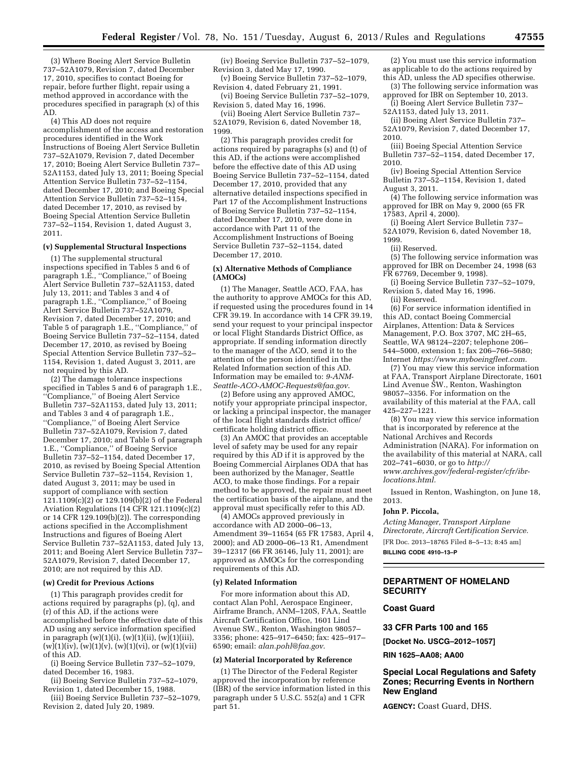(3) Where Boeing Alert Service Bulletin 737–52A1079, Revision 7, dated December 17, 2010, specifies to contact Boeing for repair, before further flight, repair using a method approved in accordance with the procedures specified in paragraph (x) of this AD.

(4) This AD does not require accomplishment of the access and restoration procedures identified in the Work Instructions of Boeing Alert Service Bulletin 737–52A1079, Revision 7, dated December 17, 2010; Boeing Alert Service Bulletin 737–52A1153, dated July 13, 2011; Boeing Special Attention Service Bulletin 737–52–1154, dated December 17, 2010; and Boeing Special Attention Service Bulletin 737–52–1154, dated December 17, 2010, as revised by Boeing Special Attention Service Bulletin 737–52–1154, Revision 1, dated August 3, 2011.

**(v) Supplemental Structural Inspections**

(1) The supplemental structural inspections specified in Tables 5 and 6 of paragraph 1.E., ''Compliance,'' of Boeing Alert Service Bulletin 737–52A1153, dated July 13, 2011; and Tables 3 and 4 of paragraph 1.E., ''Compliance,'' of Boeing Alert Service Bulletin 737–52A1079, Revision 7, dated December 17, 2010; and Table 5 of paragraph 1.E., ''Compliance,'' of Boeing Service Bulletin 737–52–1154, dated December 17, 2010, as revised by Boeing Special Attention Service Bulletin 737–52–1154, Revision 1, dated August 3, 2011, are not required by this AD.

(2) The damage tolerance inspections specified in Tables 5 and 6 of paragraph 1.E., ''Compliance,'' of Boeing Alert Service Bulletin 737–52A1153, dated July 13, 2011; and Tables 3 and 4 of paragraph 1.E., ''Compliance,'' of Boeing Alert Service Bulletin 737–52A1079, Revision 7, dated December 17, 2010; and Table 5 of paragraph 1.E., ''Compliance,'' of Boeing Service Bulletin 737–52–1154, dated December 17, 2010, as revised by Boeing Special Attention Service Bulletin 737–52–1154, Revision 1, dated August 3, 2011; may be used in support of compliance with section 121.1109(c)(2) or 129.109(b)(2) of the Federal Aviation Regulations (14 CFR 121.1109(c)(2) or 14 CFR 129.109(b)(2)). The corresponding actions specified in the Accomplishment Instructions and figures of Boeing Alert Service Bulletin 737–52A1153, dated July 13, 2011; and Boeing Alert Service Bulletin 737–52A1079, Revision 7, dated December 17, 2010; are not required by this AD.

**(w) Credit for Previous Actions**

(1) This paragraph provides credit for actions required by paragraphs (p), (q), and (r) of this AD, if the actions were accomplished before the effective date of this AD using any service information specified in paragraph (w)(1)(i), (w)(1)(ii), (w)(1)(iii), (w)(1)(iv), (w)(1)(v), (w)(1)(vi), or (w)(1)(vii) of this AD.

(i) Boeing Service Bulletin 737–52–1079, dated December 16, 1983.

(ii) Boeing Service Bulletin 737–52–1079, Revision 1, dated December 15, 1988.

(iii) Boeing Service Bulletin 737–52–1079, Revision 2, dated July 20, 1989.

(iv) Boeing Service Bulletin 737–52–1079, Revision 3, dated May 17, 1990.

(v) Boeing Service Bulletin 737–52–1079, Revision 4, dated February 21, 1991.

(vi) Boeing Service Bulletin 737–52–1079, Revision 5, dated May 16, 1996.

(vii) Boeing Alert Service Bulletin 737–52A1079, Revision 6, dated November 18, 1999.

(2) This paragraph provides credit for actions required by paragraphs (s) and (t) of this AD, if the actions were accomplished before the effective date of this AD using Boeing Service Bulletin 737–52–1154, dated December 17, 2010, provided that any alternative detailed inspections specified in Part 17 of the Accomplishment Instructions of Boeing Service Bulletin 737–52–1154, dated December 17, 2010, were done in accordance with Part 11 of the Accomplishment Instructions of Boeing Service Bulletin 737–52–1154, dated December 17, 2010.

**(x) Alternative Methods of Compliance (AMOCs)**

(1) The Manager, Seattle ACO, FAA, has the authority to approve AMOCs for this AD, if requested using the procedures found in 14 CFR 39.19. In accordance with 14 CFR 39.19, send your request to your principal inspector or local Flight Standards District Office, as appropriate. If sending information directly to the manager of the ACO, send it to the attention of the person identified in the Related Information section of this AD. Information may be emailed to: *9-ANM-Seattle-ACO-AMOC-Requests@faa.gov*.

(2) Before using any approved AMOC, notify your appropriate principal inspector, or lacking a principal inspector, the manager of the local flight standards district office/certificate holding district office.

(3) An AMOC that provides an acceptable level of safety may be used for any repair required by this AD if it is approved by the Boeing Commercial Airplanes ODA that has been authorized by the Manager, Seattle ACO, to make those findings. For a repair method to be approved, the repair must meet the certification basis of the airplane, and the approval must specifically refer to this AD.

(4) AMOCs approved previously in accordance with AD 2000–06–13, Amendment 39–11654 (65 FR 17583, April 4, 2000); and AD 2000–06–13 R1, Amendment 39–12317 (66 FR 36146, July 11, 2001); are approved as AMOCs for the corresponding requirements of this AD.

**(y) Related Information**

For more information about this AD, contact Alan Pohl, Aerospace Engineer, Airframe Branch, ANM–120S, FAA, Seattle Aircraft Certification Office, 1601 Lind Avenue SW., Renton, Washington 98057–3356; phone: 425–917–6450; fax: 425–917–6590; email: *alan.pohl@faa.gov*.

**(z) Material Incorporated by Reference**

(1) The Director of the Federal Register approved the incorporation by reference (IBR) of the service information listed in this paragraph under 5 U.S.C. 552(a) and 1 CFR part 51.

(2) You must use this service information as applicable to do the actions required by this AD, unless the AD specifies otherwise.

(3) The following service information was approved for IBR on September 10, 2013.

(i) Boeing Alert Service Bulletin 737–52A1153, dated July 13, 2011.

(ii) Boeing Alert Service Bulletin 737–52A1079, Revision 7, dated December 17, 2010.

(iii) Boeing Special Attention Service Bulletin 737–52–1154, dated December 17, 2010.

(iv) Boeing Special Attention Service Bulletin 737–52–1154, Revision 1, dated August 3, 2011.

(4) The following service information was approved for IBR on May 9, 2000 (65 FR 17583, April 4, 2000).

(i) Boeing Alert Service Bulletin 737–52A1079, Revision 6, dated November 18, 1999.

(ii) Reserved.

(5) The following service information was approved for IBR on December 24, 1998 (63 FR 67769, December 9, 1998).

(i) Boeing Service Bulletin 737–52–1079, Revision 5, dated May 16, 1996.

(ii) Reserved.

(6) For service information identified in this AD, contact Boeing Commercial Airplanes, Attention: Data & Services Management, P.O. Box 3707, MC 2H–65, Seattle, WA 98124–2207; telephone 206–544–5000, extension 1; fax 206–766–5680; Internet *https://www.myboeingfleet.com*.

(7) You may view this service information at FAA, Transport Airplane Directorate, 1601 Lind Avenue SW., Renton, Washington 98057–3356. For information on the availability of this material at the FAA, call 425–227–1221.

(8) You may view this service information that is incorporated by reference at the National Archives and Records Administration (NARA). For information on the availability of this material at NARA, call 202–741–6030, or go to *http://www.archives.gov/federal-register/cfr/ibr-locations.html*.

Issued in Renton, Washington, on June 18, 2013.

**John P. Piccola,**

*Acting Manager, Transport Airplane Directorate, Aircraft Certification Service.*

[FR Doc. 2013–18765 Filed 8–5–13; 8:45 am]

**BILLING CODE 4910–13–P**

---

## DEPARTMENT OF HOMELAND SECURITY

### Coast Guard

### 33 CFR Parts 100 and 165

**[Docket No. USCG–2012–1057]**

**RIN 1625–AA08; AA00**

### Special Local Regulations and Safety Zones; Recurring Events in Northern New England

**AGENCY:** Coast Guard, DHS.